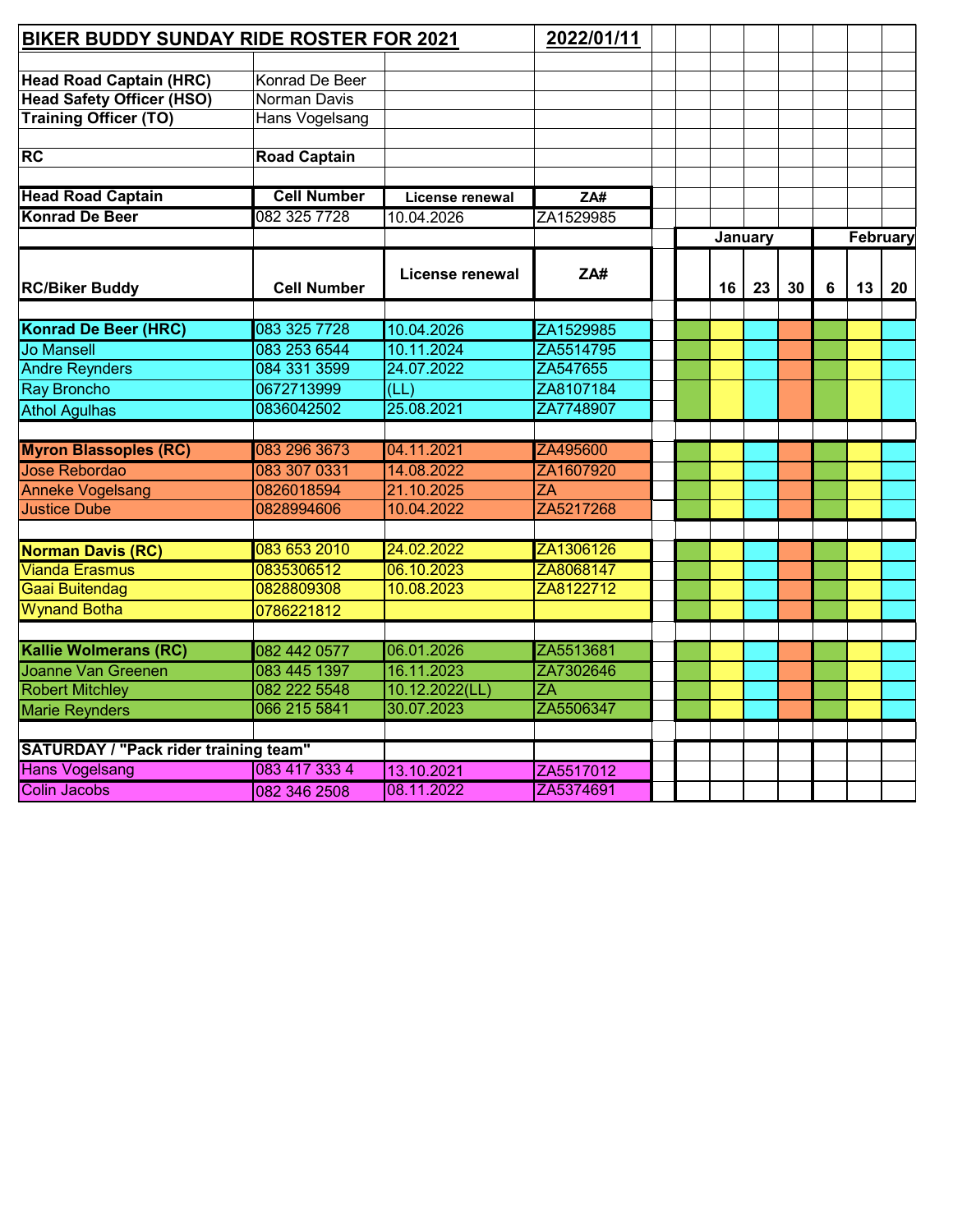# BIKER BUDDY SUNDAY RIDE ROSTER FOR 2021

**2022/01/11**

| | |
|---|---|
| **Head Road Captain (HRC)** | Konrad De Beer |
| **Head Safety Officer (HSO)** | Norman Davis |
| **Training Officer (TO)** | Hans Vogelsang |
| | |
| **RC** | **Road Captain** |

| Head Road Captain | Cell Number | License renewal | ZA# |
|---|---|---|---|
| **Konrad De Beer** | 082 325 7728 | 10.04.2026 | ZA1529985 |

| RC/Biker Buddy | Cell Number | License renewal | ZA# | | January | | | February | | |
|---|---|---|---|---|---|---|---|---|---|---|
| | | | | | 16 | 23 | 30 | 6 | 13 | 20 |
| **Konrad De Beer (HRC)** | 083 325 7728 | 10.04.2026 | ZA1529985 | | | | | | | |
| Jo Mansell | 083 253 6544 | 10.11.2024 | ZA5514795 | | | | | | | |
| Andre Reynders | 084 331 3599 | 24.07.2022 | ZA547655 | | | | | | | |
| Ray Broncho | 0672713999 | (LL) | ZA8107184 | | | | | | | |
| Athol Agulhas | 0836042502 | 25.08.2021 | ZA7748907 | | | | | | | |
| | | | | | | | | | | |
| **Myron Blassoples (RC)** | 083 296 3673 | 04.11.2021 | ZA495600 | | | | | | | |
| Jose Rebordao | 083 307 0331 | 14.08.2022 | ZA1607920 | | | | | | | |
| Anneke Vogelsang | 0826018594 | 21.10.2025 | ZA | | | | | | | |
| Justice Dube | 0828994606 | 10.04.2022 | ZA5217268 | | | | | | | |
| | | | | | | | | | | |
| **Norman Davis (RC)** | 083 653 2010 | 24.02.2022 | ZA1306126 | | | | | | | |
| Vianda Erasmus | 0835306512 | 06.10.2023 | ZA8068147 | | | | | | | |
| Gaai Buitendag | 0828809308 | 10.08.2023 | ZA8122712 | | | | | | | |
| Wynand Botha | 0786221812 | | | | | | | | | |
| | | | | | | | | | | |
| **Kallie Wolmerans (RC)** | 082 442 0577 | 06.01.2026 | ZA5513681 | | | | | | | |
| Joanne Van Greenen | 083 445 1397 | 16.11.2023 | ZA7302646 | | | | | | | |
| Robert Mitchley | 082 222 5548 | 10.12.2022(LL) | ZA | | | | | | | |
| Marie Reynders | 066 215 5841 | 30.07.2023 | ZA5506347 | | | | | | | |
| | | | | | | | | | | |
| **SATURDAY / "Pack rider training team"** | | | | | | | | | | |
| Hans Vogelsang | 083 417 333 4 | 13.10.2021 | ZA5517012 | | | | | | | |
| Colin Jacobs | 082 346 2508 | 08.11.2022 | ZA5374691 | | | | | | | |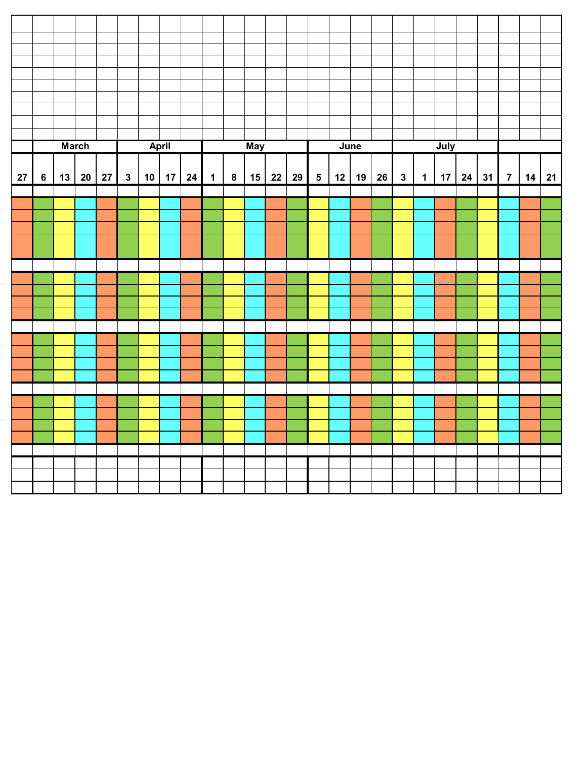| | March | | | | April | | | | May | | | | | June | | | | July | | | | | | | |
|---|---|---|---|---|---|---|---|---|---|---|---|---|---|---|---|---|---|---|---|---|---|---|---|---|---|
| 27 | 6 | 13 | 20 | 27 | 3 | 10 | 17 | 24 | 1 | 8 | 15 | 22 | 29 | 5 | 12 | 19 | 26 | 3 | 1 | 17 | 24 | 31 | 7 | 14 | 21 |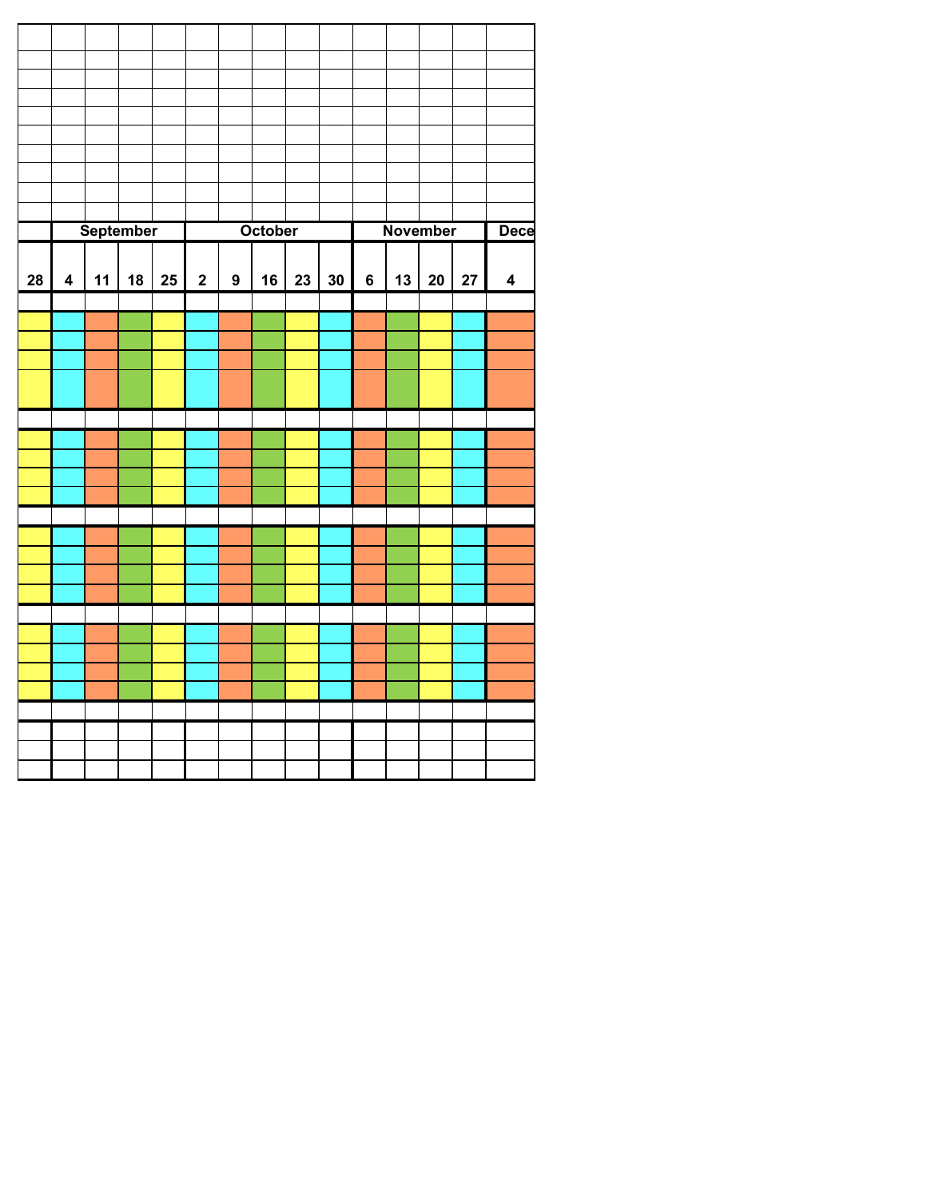| | | | | | | | | | | | | | | |
|---|---|---|---|---|---|---|---|---|---|---|---|---|---|---|
| | September | | | | October | | | | | November | | | | Dece |
| 28 | 4 | 11 | 18 | 25 | 2 | 9 | 16 | 23 | 30 | 6 | 13 | 20 | 27 | 4 |